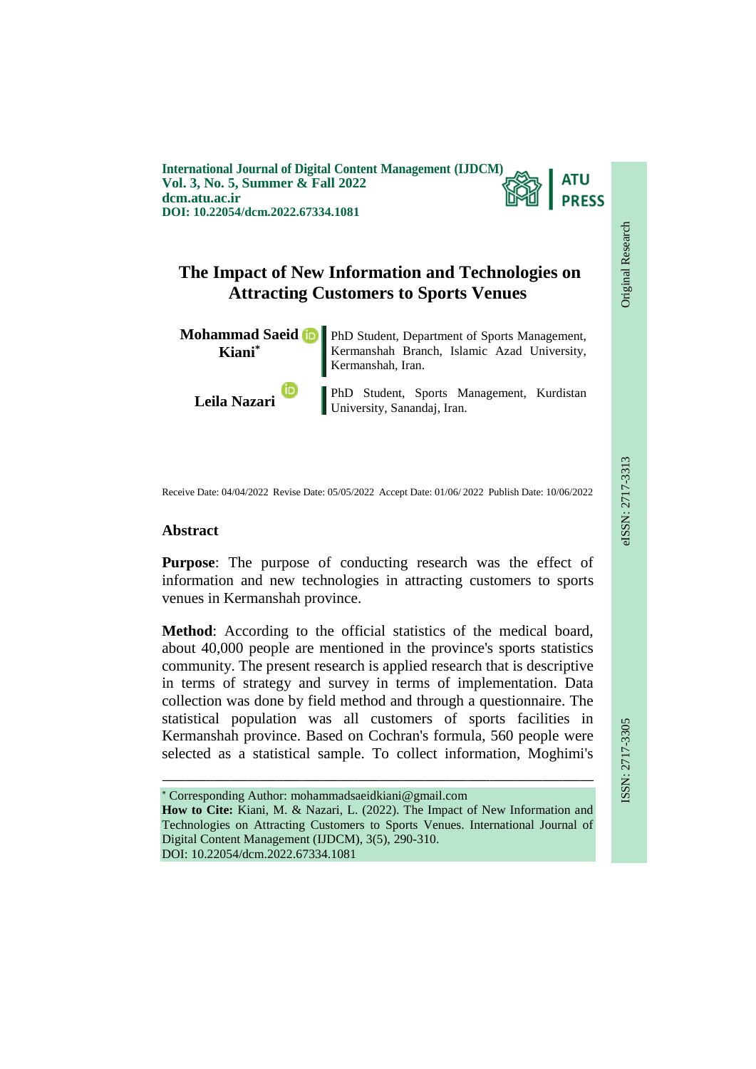International Journal of Digital Content Management (IJDCM)
Vol. 3, No. 5, Summer & Fall 2022
dcm.atu.ac.ir
DOI: 10.22054/dcm.2022.67334.1081

ATU PRESS

Original Research

# The Impact of New Information and Technologies on Attracting Customers to Sports Venues

**Mohammad Saeid Kiani***
PhD Student, Department of Sports Management, Kermanshah Branch, Islamic Azad University, Kermanshah, Iran.

**Leila Nazari**
PhD Student, Sports Management, Kurdistan University, Sanandaj, Iran.

Receive Date: 04/04/2022 Revise Date: 05/05/2022 Accept Date: 01/06/ 2022 Publish Date: 10/06/2022

## Abstract

**Purpose**: The purpose of conducting research was the effect of information and new technologies in attracting customers to sports venues in Kermanshah province.

**Method**: According to the official statistics of the medical board, about 40,000 people are mentioned in the province's sports statistics community. The present research is applied research that is descriptive in terms of strategy and survey in terms of implementation. Data collection was done by field method and through a questionnaire. The statistical population was all customers of sports facilities in Kermanshah province. Based on Cochran's formula, 560 people were selected as a statistical sample. To collect information, Moghimi's

---

* Corresponding Author: mohammadsaeidkiani@gmail.com

**How to Cite:** Kiani, M. & Nazari, L. (2022). The Impact of New Information and Technologies on Attracting Customers to Sports Venues. International Journal of Digital Content Management (IJDCM), 3(5), 290-310.
DOI: 10.22054/dcm.2022.67334.1081

eISSN: 2717-3313

ISSN: 2717-3305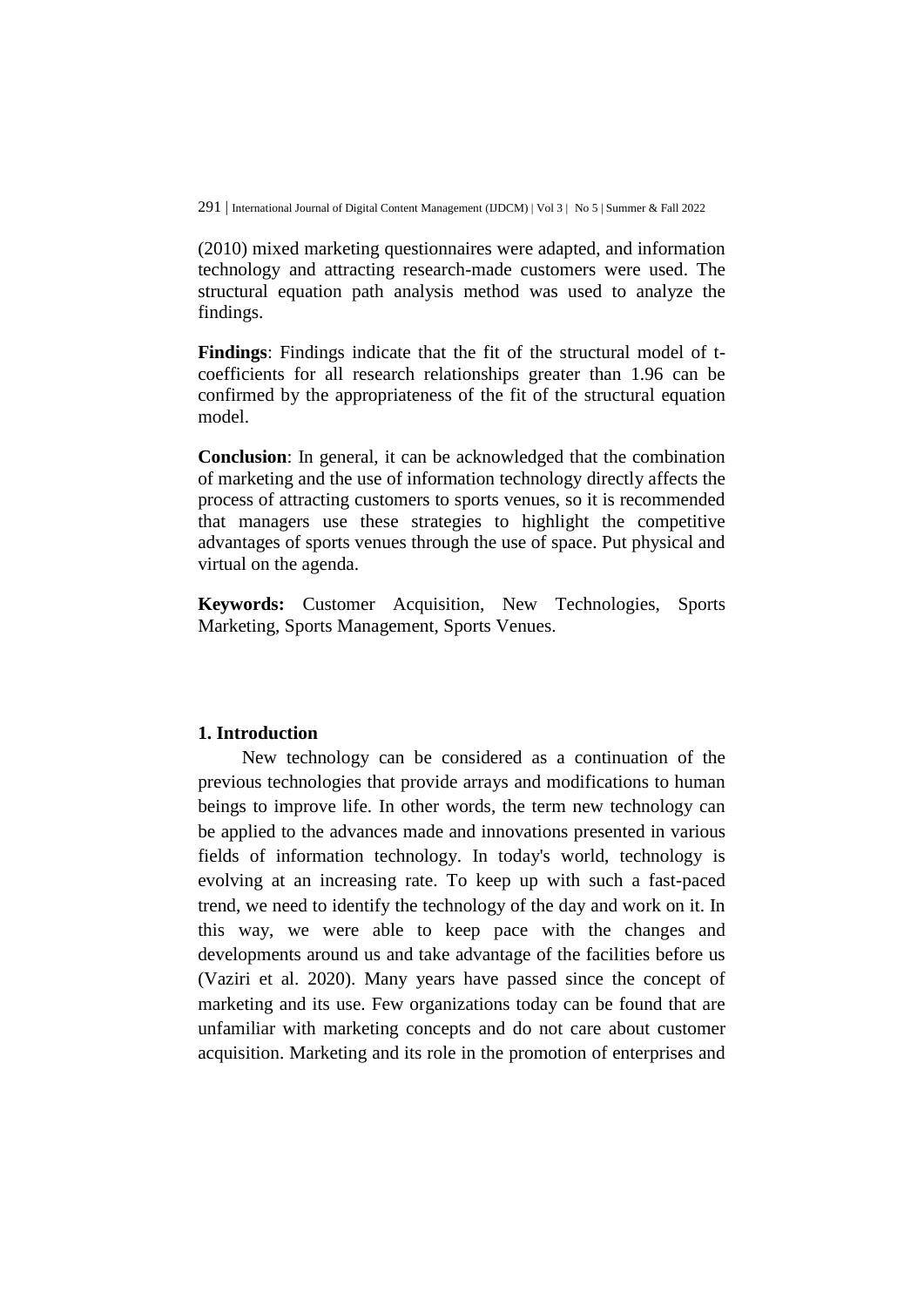(2010) mixed marketing questionnaires were adapted, and information technology and attracting research-made customers were used. The structural equation path analysis method was used to analyze the findings.

**Findings**: Findings indicate that the fit of the structural model of t-coefficients for all research relationships greater than 1.96 can be confirmed by the appropriateness of the fit of the structural equation model.

**Conclusion**: In general, it can be acknowledged that the combination of marketing and the use of information technology directly affects the process of attracting customers to sports venues, so it is recommended that managers use these strategies to highlight the competitive advantages of sports venues through the use of space. Put physical and virtual on the agenda.

**Keywords:** Customer Acquisition, New Technologies, Sports Marketing, Sports Management, Sports Venues.

## 1. Introduction

New technology can be considered as a continuation of the previous technologies that provide arrays and modifications to human beings to improve life. In other words, the term new technology can be applied to the advances made and innovations presented in various fields of information technology. In today's world, technology is evolving at an increasing rate. To keep up with such a fast-paced trend, we need to identify the technology of the day and work on it. In this way, we were able to keep pace with the changes and developments around us and take advantage of the facilities before us (Vaziri et al. 2020). Many years have passed since the concept of marketing and its use. Few organizations today can be found that are unfamiliar with marketing concepts and do not care about customer acquisition. Marketing and its role in the promotion of enterprises and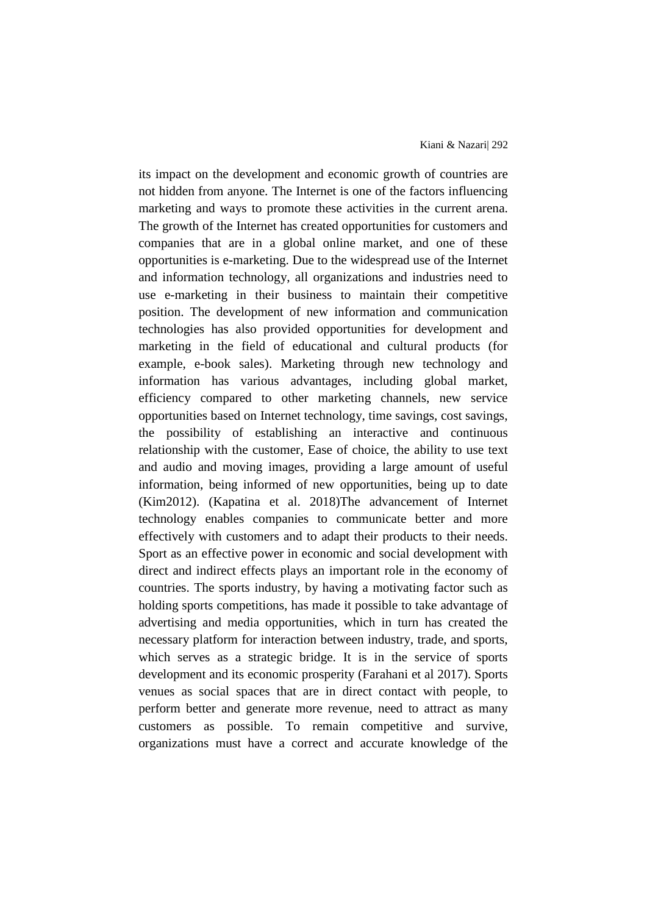its impact on the development and economic growth of countries are not hidden from anyone. The Internet is one of the factors influencing marketing and ways to promote these activities in the current arena. The growth of the Internet has created opportunities for customers and companies that are in a global online market, and one of these opportunities is e-marketing. Due to the widespread use of the Internet and information technology, all organizations and industries need to use e-marketing in their business to maintain their competitive position. The development of new information and communication technologies has also provided opportunities for development and marketing in the field of educational and cultural products (for example, e-book sales). Marketing through new technology and information has various advantages, including global market, efficiency compared to other marketing channels, new service opportunities based on Internet technology, time savings, cost savings, the possibility of establishing an interactive and continuous relationship with the customer, Ease of choice, the ability to use text and audio and moving images, providing a large amount of useful information, being informed of new opportunities, being up to date (Kim2012). (Kapatina et al. 2018)The advancement of Internet technology enables companies to communicate better and more effectively with customers and to adapt their products to their needs. Sport as an effective power in economic and social development with direct and indirect effects plays an important role in the economy of countries. The sports industry, by having a motivating factor such as holding sports competitions, has made it possible to take advantage of advertising and media opportunities, which in turn has created the necessary platform for interaction between industry, trade, and sports, which serves as a strategic bridge. It is in the service of sports development and its economic prosperity (Farahani et al 2017). Sports venues as social spaces that are in direct contact with people, to perform better and generate more revenue, need to attract as many customers as possible. To remain competitive and survive, organizations must have a correct and accurate knowledge of the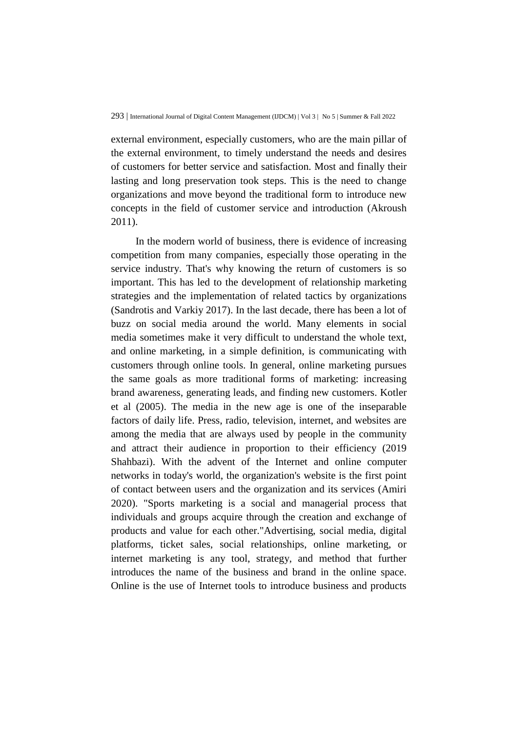external environment, especially customers, who are the main pillar of the external environment, to timely understand the needs and desires of customers for better service and satisfaction. Most and finally their lasting and long preservation took steps. This is the need to change organizations and move beyond the traditional form to introduce new concepts in the field of customer service and introduction (Akroush 2011).

In the modern world of business, there is evidence of increasing competition from many companies, especially those operating in the service industry. That's why knowing the return of customers is so important. This has led to the development of relationship marketing strategies and the implementation of related tactics by organizations (Sandrotis and Varkiy 2017). In the last decade, there has been a lot of buzz on social media around the world. Many elements in social media sometimes make it very difficult to understand the whole text, and online marketing, in a simple definition, is communicating with customers through online tools. In general, online marketing pursues the same goals as more traditional forms of marketing: increasing brand awareness, generating leads, and finding new customers. Kotler et al (2005). The media in the new age is one of the inseparable factors of daily life. Press, radio, television, internet, and websites are among the media that are always used by people in the community and attract their audience in proportion to their efficiency (2019 Shahbazi). With the advent of the Internet and online computer networks in today's world, the organization's website is the first point of contact between users and the organization and its services (Amiri 2020). "Sports marketing is a social and managerial process that individuals and groups acquire through the creation and exchange of products and value for each other."Advertising, social media, digital platforms, ticket sales, social relationships, online marketing, or internet marketing is any tool, strategy, and method that further introduces the name of the business and brand in the online space. Online is the use of Internet tools to introduce business and products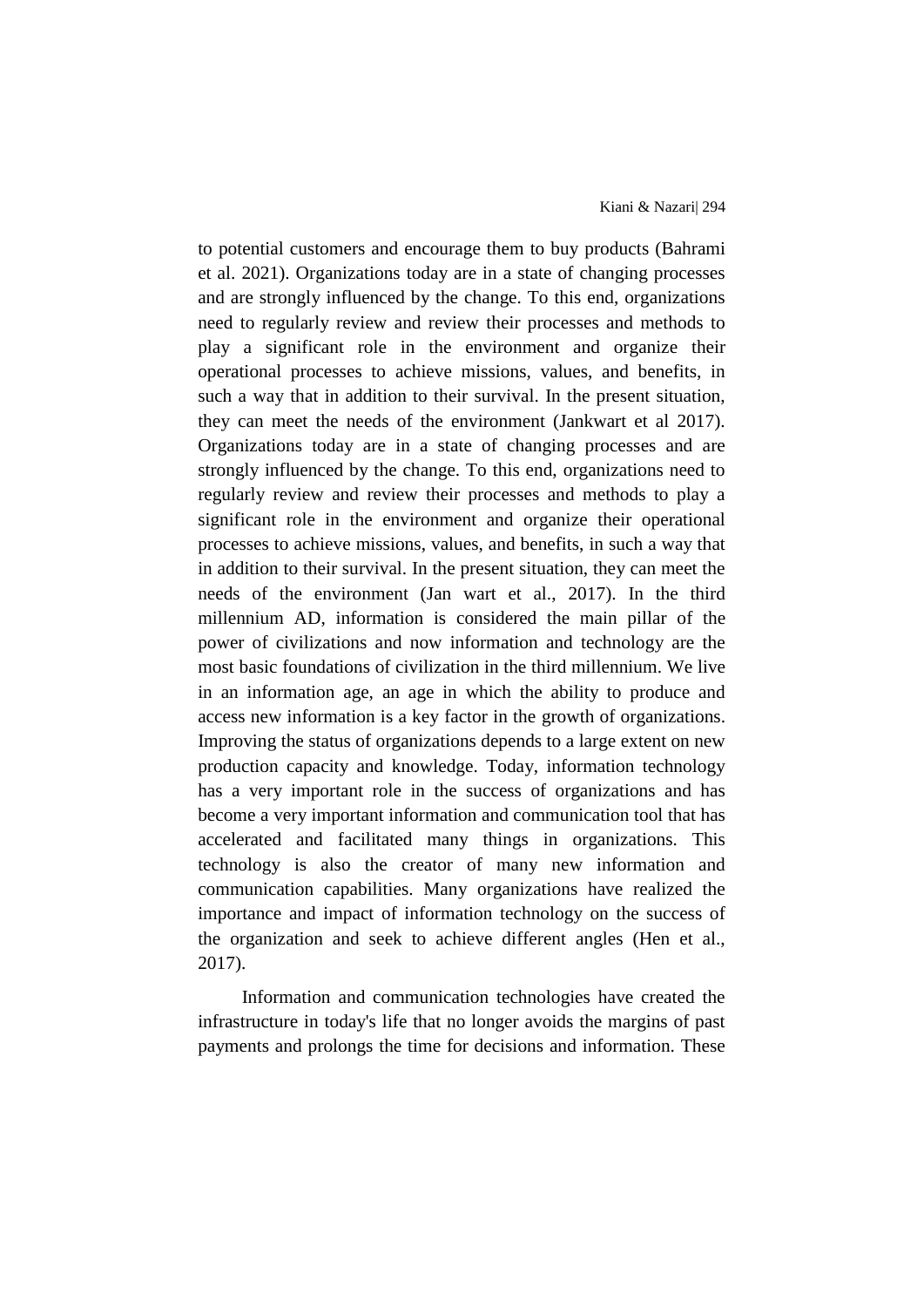to potential customers and encourage them to buy products (Bahrami et al. 2021). Organizations today are in a state of changing processes and are strongly influenced by the change. To this end, organizations need to regularly review and review their processes and methods to play a significant role in the environment and organize their operational processes to achieve missions, values, and benefits, in such a way that in addition to their survival. In the present situation, they can meet the needs of the environment (Jankwart et al 2017). Organizations today are in a state of changing processes and are strongly influenced by the change. To this end, organizations need to regularly review and review their processes and methods to play a significant role in the environment and organize their operational processes to achieve missions, values, and benefits, in such a way that in addition to their survival. In the present situation, they can meet the needs of the environment (Jan wart et al., 2017). In the third millennium AD, information is considered the main pillar of the power of civilizations and now information and technology are the most basic foundations of civilization in the third millennium. We live in an information age, an age in which the ability to produce and access new information is a key factor in the growth of organizations. Improving the status of organizations depends to a large extent on new production capacity and knowledge. Today, information technology has a very important role in the success of organizations and has become a very important information and communication tool that has accelerated and facilitated many things in organizations. This technology is also the creator of many new information and communication capabilities. Many organizations have realized the importance and impact of information technology on the success of the organization and seek to achieve different angles (Hen et al., 2017).

Information and communication technologies have created the infrastructure in today's life that no longer avoids the margins of past payments and prolongs the time for decisions and information. These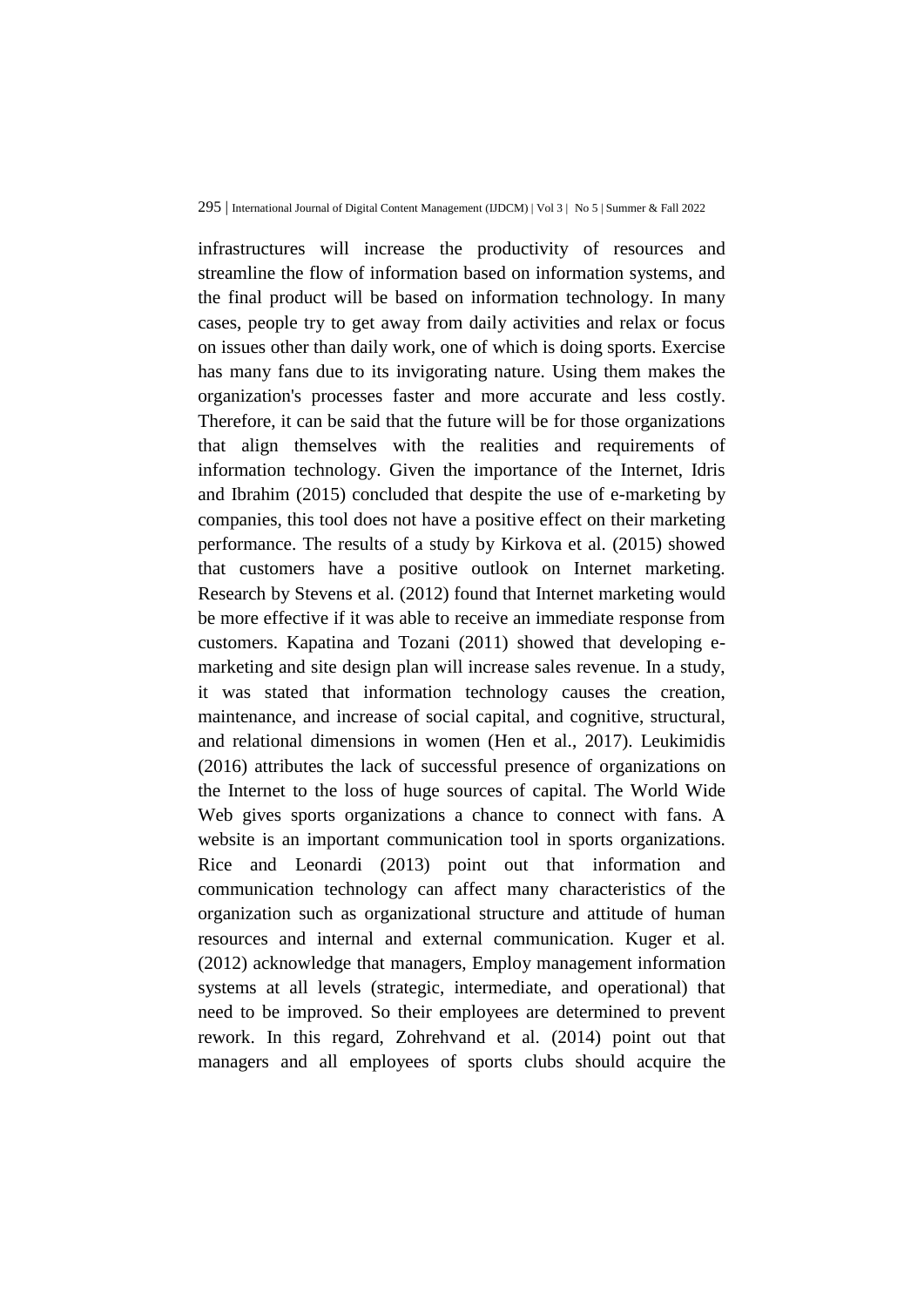infrastructures will increase the productivity of resources and streamline the flow of information based on information systems, and the final product will be based on information technology. In many cases, people try to get away from daily activities and relax or focus on issues other than daily work, one of which is doing sports. Exercise has many fans due to its invigorating nature. Using them makes the organization's processes faster and more accurate and less costly. Therefore, it can be said that the future will be for those organizations that align themselves with the realities and requirements of information technology. Given the importance of the Internet, Idris and Ibrahim (2015) concluded that despite the use of e-marketing by companies, this tool does not have a positive effect on their marketing performance. The results of a study by Kirkova et al. (2015) showed that customers have a positive outlook on Internet marketing. Research by Stevens et al. (2012) found that Internet marketing would be more effective if it was able to receive an immediate response from customers. Kapatina and Tozani (2011) showed that developing e-marketing and site design plan will increase sales revenue. In a study, it was stated that information technology causes the creation, maintenance, and increase of social capital, and cognitive, structural, and relational dimensions in women (Hen et al., 2017). Leukimidis (2016) attributes the lack of successful presence of organizations on the Internet to the loss of huge sources of capital. The World Wide Web gives sports organizations a chance to connect with fans. A website is an important communication tool in sports organizations. Rice and Leonardi (2013) point out that information and communication technology can affect many characteristics of the organization such as organizational structure and attitude of human resources and internal and external communication. Kuger et al. (2012) acknowledge that managers, Employ management information systems at all levels (strategic, intermediate, and operational) that need to be improved. So their employees are determined to prevent rework. In this regard, Zohrehvand et al. (2014) point out that managers and all employees of sports clubs should acquire the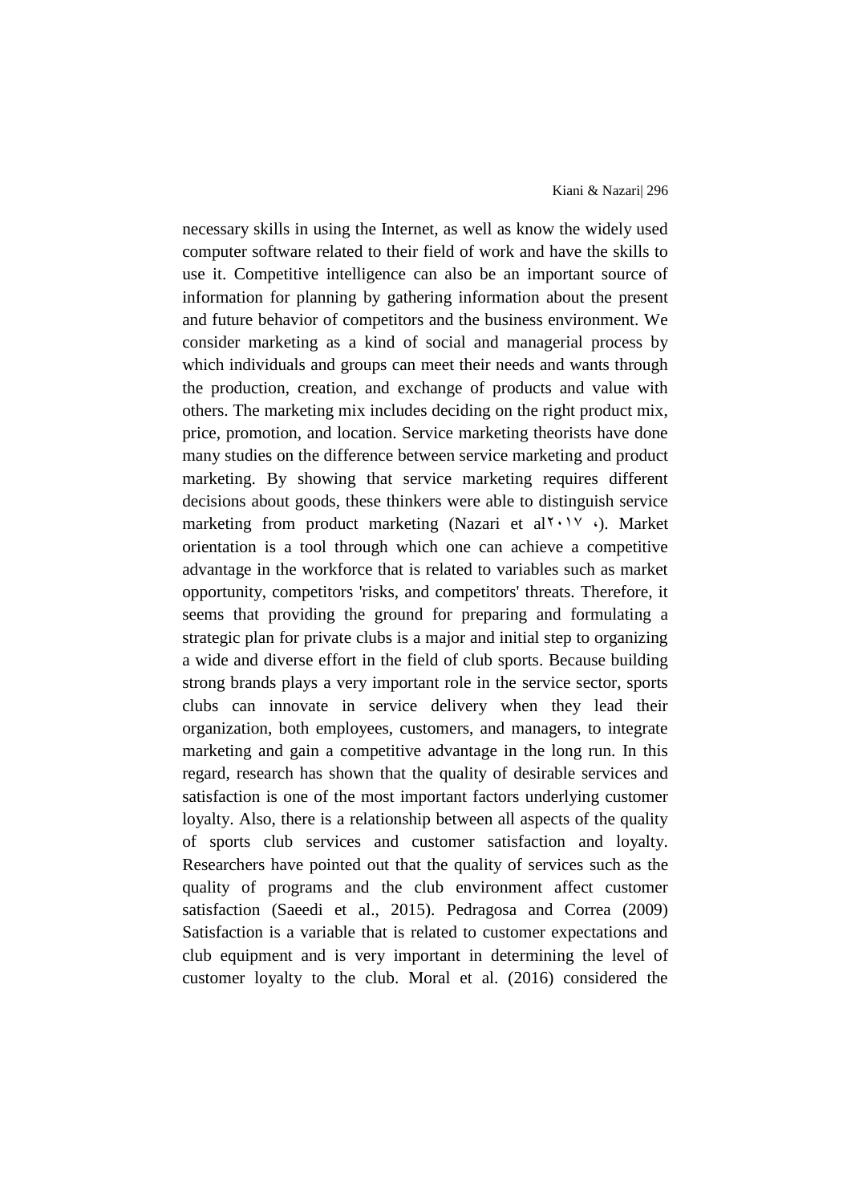necessary skills in using the Internet, as well as know the widely used computer software related to their field of work and have the skills to use it. Competitive intelligence can also be an important source of information for planning by gathering information about the present and future behavior of competitors and the business environment. We consider marketing as a kind of social and managerial process by which individuals and groups can meet their needs and wants through the production, creation, and exchange of products and value with others. The marketing mix includes deciding on the right product mix, price, promotion, and location. Service marketing theorists have done many studies on the difference between service marketing and product marketing. By showing that service marketing requires different decisions about goods, these thinkers were able to distinguish service marketing from product marketing (Nazari et al۲۰۱۷ ،). Market orientation is a tool through which one can achieve a competitive advantage in the workforce that is related to variables such as market opportunity, competitors 'risks, and competitors' threats. Therefore, it seems that providing the ground for preparing and formulating a strategic plan for private clubs is a major and initial step to organizing a wide and diverse effort in the field of club sports. Because building strong brands plays a very important role in the service sector, sports clubs can innovate in service delivery when they lead their organization, both employees, customers, and managers, to integrate marketing and gain a competitive advantage in the long run. In this regard, research has shown that the quality of desirable services and satisfaction is one of the most important factors underlying customer loyalty. Also, there is a relationship between all aspects of the quality of sports club services and customer satisfaction and loyalty. Researchers have pointed out that the quality of services such as the quality of programs and the club environment affect customer satisfaction (Saeedi et al., 2015). Pedragosa and Correa (2009) Satisfaction is a variable that is related to customer expectations and club equipment and is very important in determining the level of customer loyalty to the club. Moral et al. (2016) considered the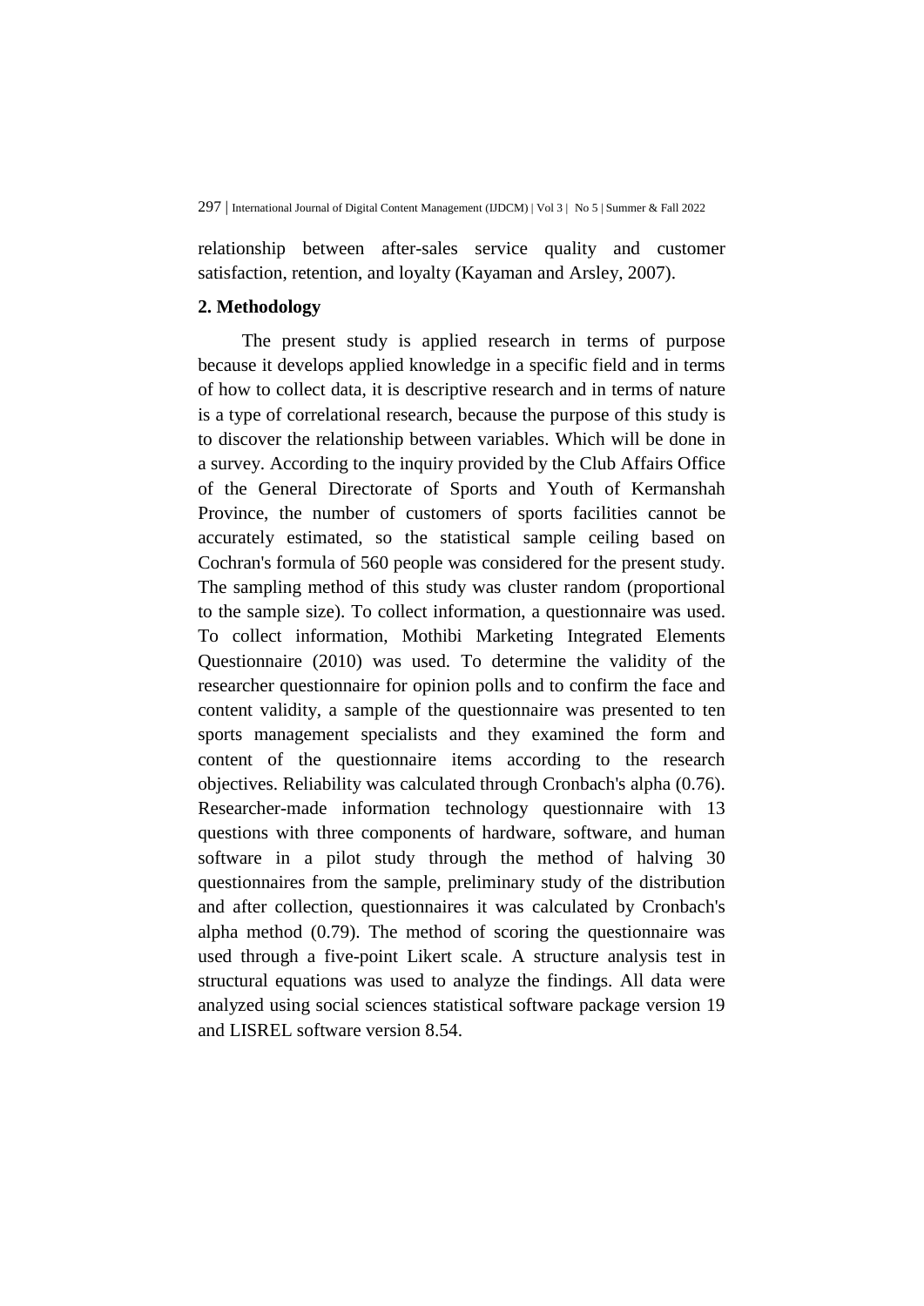relationship between after-sales service quality and customer satisfaction, retention, and loyalty (Kayaman and Arsley, 2007).

## 2. Methodology

The present study is applied research in terms of purpose because it develops applied knowledge in a specific field and in terms of how to collect data, it is descriptive research and in terms of nature is a type of correlational research, because the purpose of this study is to discover the relationship between variables. Which will be done in a survey. According to the inquiry provided by the Club Affairs Office of the General Directorate of Sports and Youth of Kermanshah Province, the number of customers of sports facilities cannot be accurately estimated, so the statistical sample ceiling based on Cochran's formula of 560 people was considered for the present study. The sampling method of this study was cluster random (proportional to the sample size). To collect information, a questionnaire was used. To collect information, Mothibi Marketing Integrated Elements Questionnaire (2010) was used. To determine the validity of the researcher questionnaire for opinion polls and to confirm the face and content validity, a sample of the questionnaire was presented to ten sports management specialists and they examined the form and content of the questionnaire items according to the research objectives. Reliability was calculated through Cronbach's alpha (0.76). Researcher-made information technology questionnaire with 13 questions with three components of hardware, software, and human software in a pilot study through the method of halving 30 questionnaires from the sample, preliminary study of the distribution and after collection, questionnaires it was calculated by Cronbach's alpha method (0.79). The method of scoring the questionnaire was used through a five-point Likert scale. A structure analysis test in structural equations was used to analyze the findings. All data were analyzed using social sciences statistical software package version 19 and LISREL software version 8.54.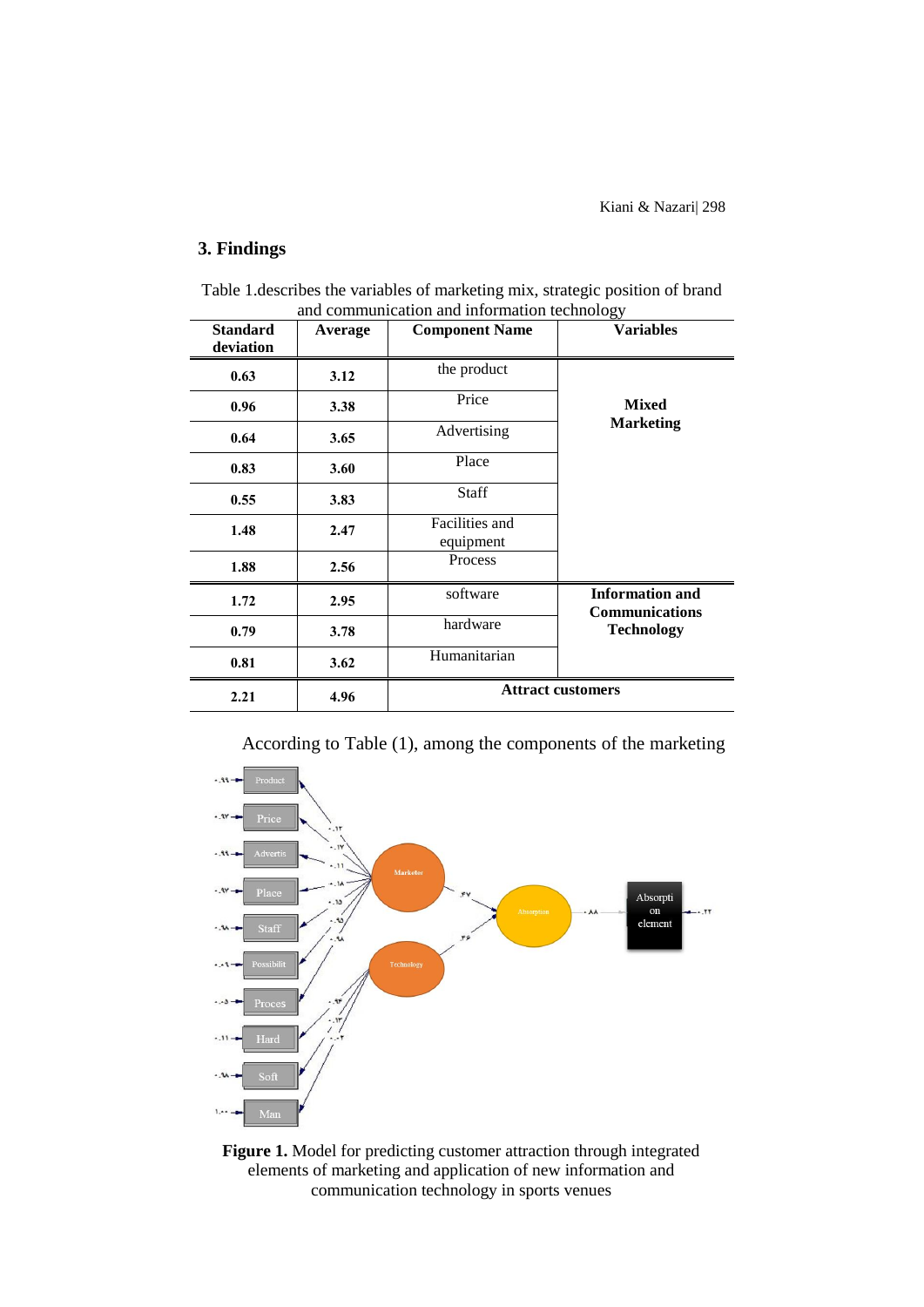## 3. Findings

Table 1.describes the variables of marketing mix, strategic position of brand and communication and information technology

| Standard deviation | Average | Component Name | Variables |
|---|---|---|---|
| **0.63** | **3.12** | the product | **Mixed Marketing** |
| **0.96** | **3.38** | Price | |
| **0.64** | **3.65** | Advertising | |
| **0.83** | **3.60** | Place | |
| **0.55** | **3.83** | Staff | |
| **1.48** | **2.47** | Facilities and equipment | |
| **1.88** | **2.56** | Process | |
| **1.72** | **2.95** | software | **Information and Communications Technology** |
| **0.79** | **3.78** | hardware | |
| **0.81** | **3.62** | Humanitarian | |
| **2.21** | **4.96** | **Attract customers** | |

According to Table (1), among the components of the marketing

Product
Price
Advertis
Place
Staff
Possibilit
Proces
Hard
Soft
Man
Marketer
Technology
Absorption
Absorption element

**Figure 1.** Model for predicting customer attraction through integrated elements of marketing and application of new information and communication technology in sports venues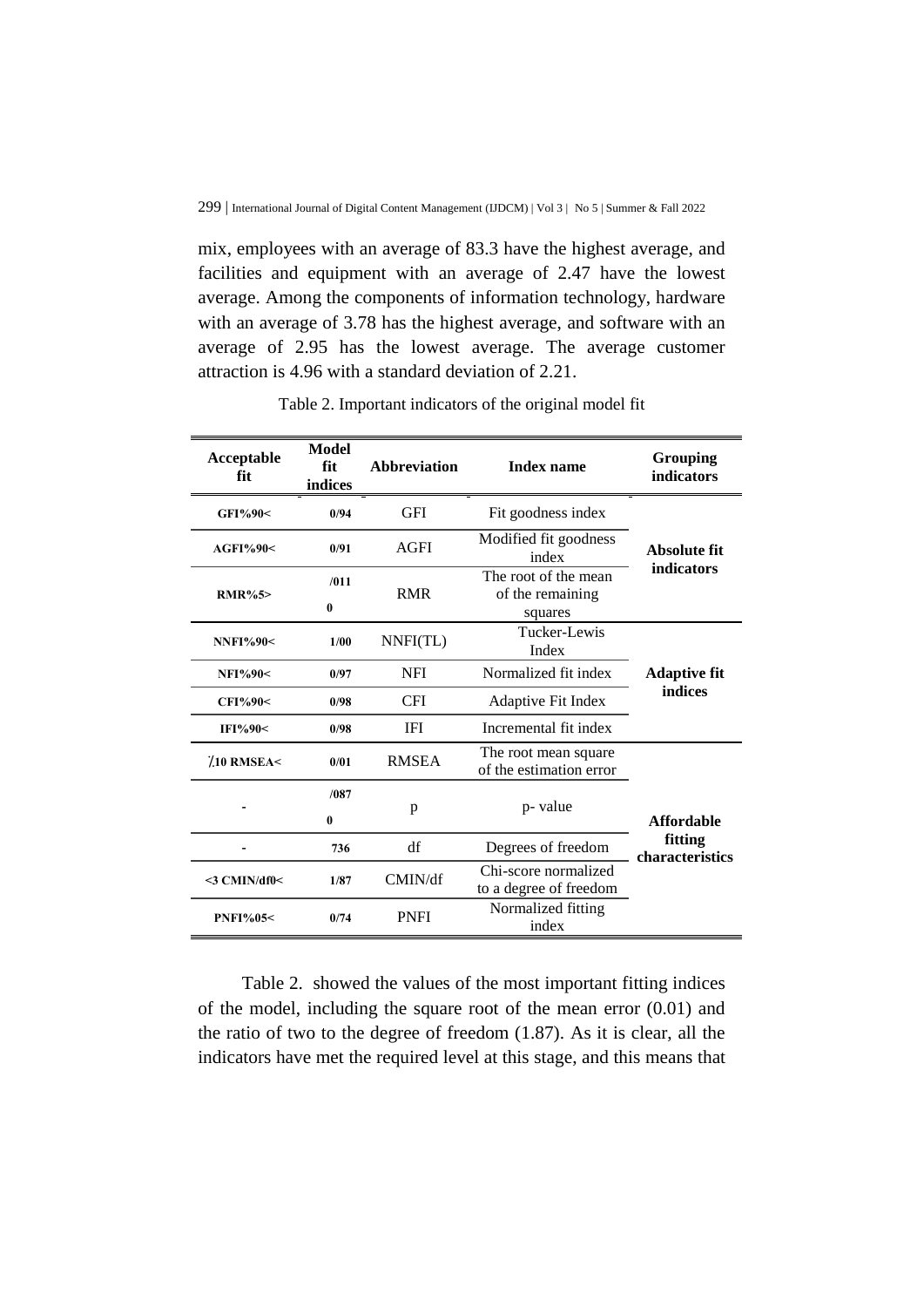mix, employees with an average of 83.3 have the highest average, and facilities and equipment with an average of 2.47 have the lowest average. Among the components of information technology, hardware with an average of 3.78 has the highest average, and software with an average of 2.95 has the lowest average. The average customer attraction is 4.96 with a standard deviation of 2.21.

Table 2. Important indicators of the original model fit

| Acceptable fit | Model fit indices | Abbreviation | Index name | Grouping indicators |
|---|---|---|---|---|
| GFI%90< | 0/94 | GFI | Fit goodness index | Absolute fit indicators |
| AGFI%90< | 0/91 | AGFI | Modified fit goodness index | |
| RMR%5> | /011 0 | RMR | The root of the mean of the remaining squares | |
| NNFI%90< | 1/00 | NNFI(TL) | Tucker-Lewis Index | Adaptive fit indices |
| NFI%90< | 0/97 | NFI | Normalized fit index | |
| CFI%90< | 0/98 | CFI | Adaptive Fit Index | |
| IFI%90< | 0/98 | IFI | Incremental fit index | |
| %10 RMSEA< | 0/01 | RMSEA | The root mean square of the estimation error | Affordable fitting characteristics |
| - | /087 0 | p | p- value | |
| - | 736 | df | Degrees of freedom | |
| <3 CMIN/df0< | 1/87 | CMIN/df | Chi-score normalized to a degree of freedom | |
| PNFI%05< | 0/74 | PNFI | Normalized fitting index | |

Table 2. showed the values of the most important fitting indices of the model, including the square root of the mean error (0.01) and the ratio of two to the degree of freedom (1.87). As it is clear, all the indicators have met the required level at this stage, and this means that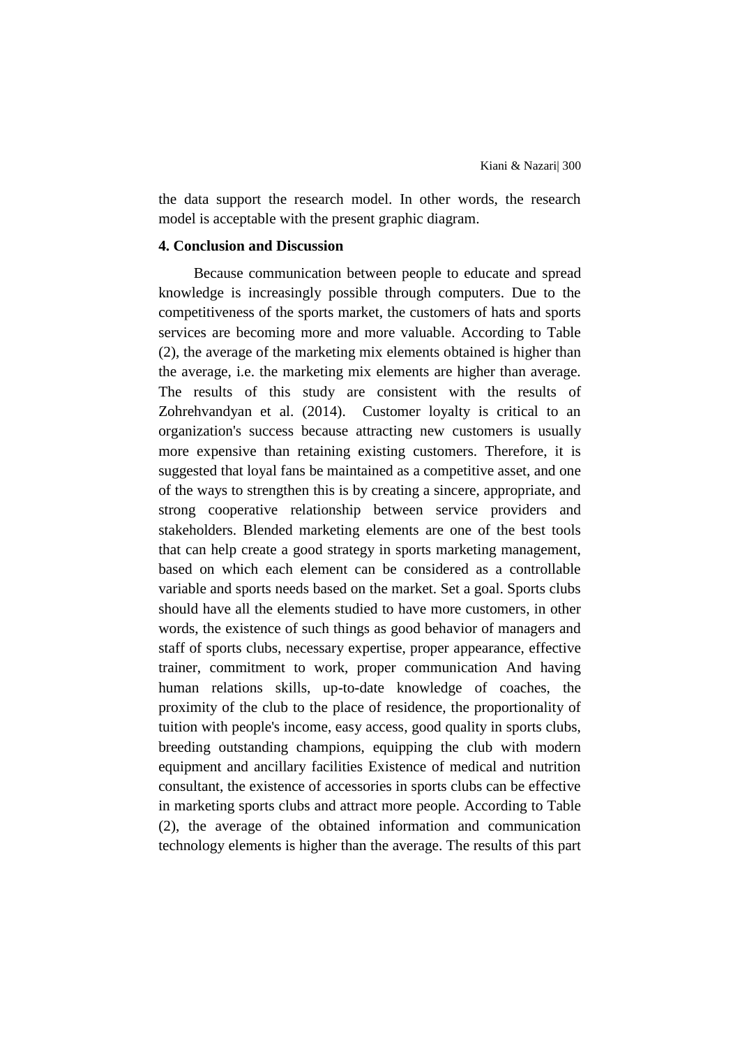the data support the research model. In other words, the research model is acceptable with the present graphic diagram.

## 4. Conclusion and Discussion

Because communication between people to educate and spread knowledge is increasingly possible through computers. Due to the competitiveness of the sports market, the customers of hats and sports services are becoming more and more valuable. According to Table (2), the average of the marketing mix elements obtained is higher than the average, i.e. the marketing mix elements are higher than average. The results of this study are consistent with the results of Zohrehvandyan et al. (2014). Customer loyalty is critical to an organization's success because attracting new customers is usually more expensive than retaining existing customers. Therefore, it is suggested that loyal fans be maintained as a competitive asset, and one of the ways to strengthen this is by creating a sincere, appropriate, and strong cooperative relationship between service providers and stakeholders. Blended marketing elements are one of the best tools that can help create a good strategy in sports marketing management, based on which each element can be considered as a controllable variable and sports needs based on the market. Set a goal. Sports clubs should have all the elements studied to have more customers, in other words, the existence of such things as good behavior of managers and staff of sports clubs, necessary expertise, proper appearance, effective trainer, commitment to work, proper communication And having human relations skills, up-to-date knowledge of coaches, the proximity of the club to the place of residence, the proportionality of tuition with people's income, easy access, good quality in sports clubs, breeding outstanding champions, equipping the club with modern equipment and ancillary facilities Existence of medical and nutrition consultant, the existence of accessories in sports clubs can be effective in marketing sports clubs and attract more people. According to Table (2), the average of the obtained information and communication technology elements is higher than the average. The results of this part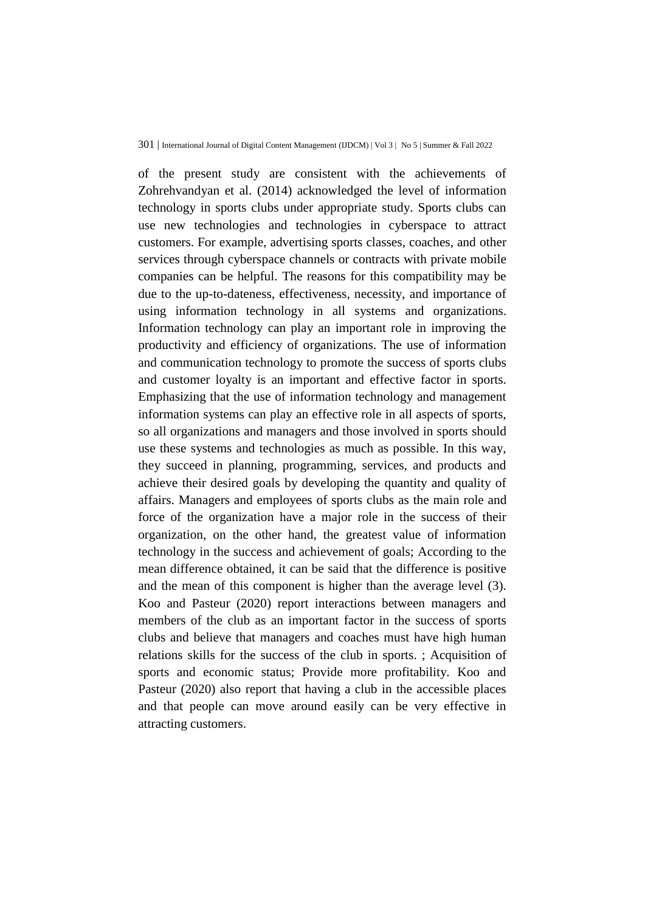of the present study are consistent with the achievements of Zohrehvandyan et al. (2014) acknowledged the level of information technology in sports clubs under appropriate study. Sports clubs can use new technologies and technologies in cyberspace to attract customers. For example, advertising sports classes, coaches, and other services through cyberspace channels or contracts with private mobile companies can be helpful. The reasons for this compatibility may be due to the up-to-dateness, effectiveness, necessity, and importance of using information technology in all systems and organizations. Information technology can play an important role in improving the productivity and efficiency of organizations. The use of information and communication technology to promote the success of sports clubs and customer loyalty is an important and effective factor in sports. Emphasizing that the use of information technology and management information systems can play an effective role in all aspects of sports, so all organizations and managers and those involved in sports should use these systems and technologies as much as possible. In this way, they succeed in planning, programming, services, and products and achieve their desired goals by developing the quantity and quality of affairs. Managers and employees of sports clubs as the main role and force of the organization have a major role in the success of their organization, on the other hand, the greatest value of information technology in the success and achievement of goals; According to the mean difference obtained, it can be said that the difference is positive and the mean of this component is higher than the average level (3). Koo and Pasteur (2020) report interactions between managers and members of the club as an important factor in the success of sports clubs and believe that managers and coaches must have high human relations skills for the success of the club in sports. ; Acquisition of sports and economic status; Provide more profitability. Koo and Pasteur (2020) also report that having a club in the accessible places and that people can move around easily can be very effective in attracting customers.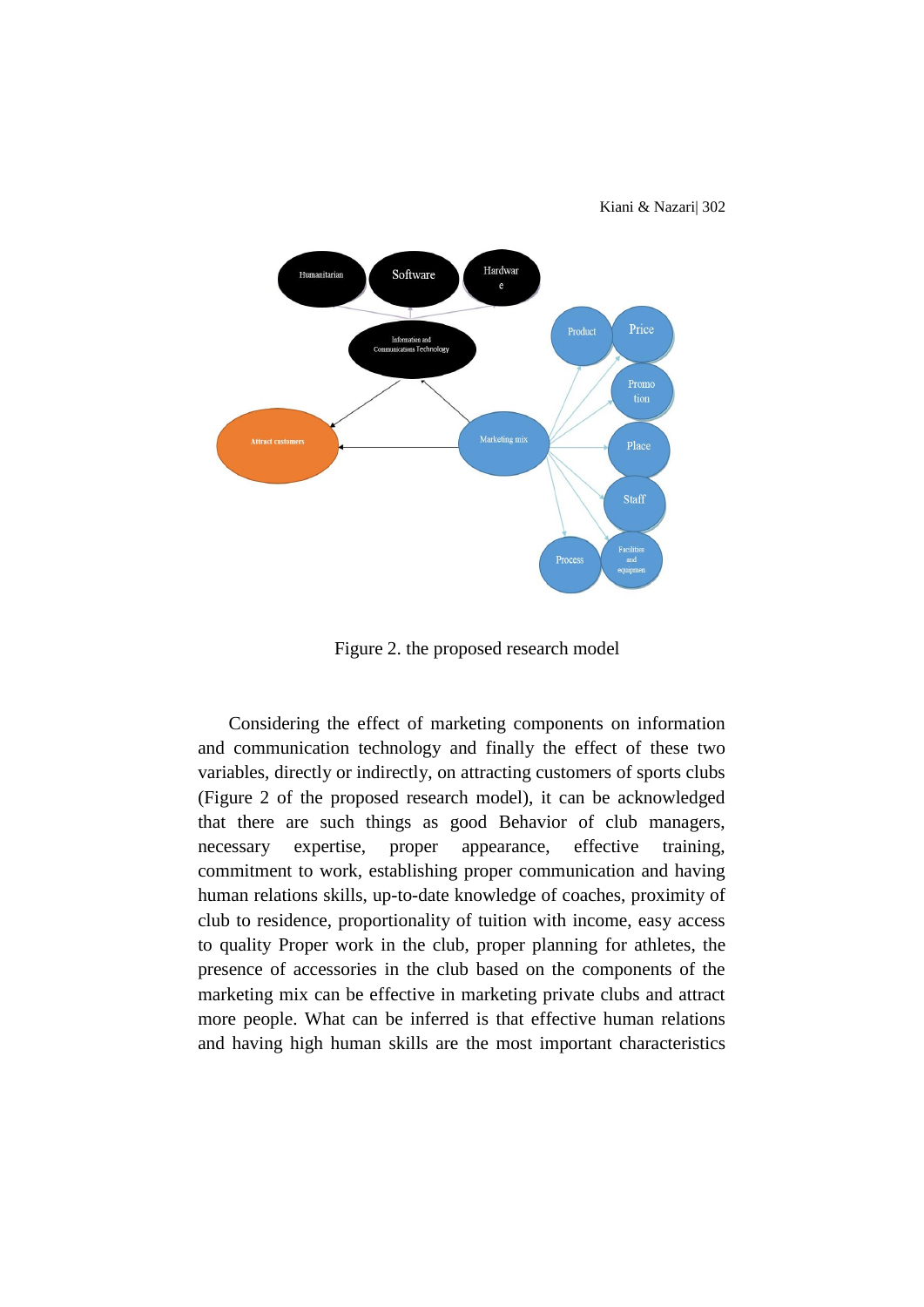Humanitarian

Software

Hardwar
e

Information and
Communications Technology

Product

Price

Promo
tion

Attract customers

Marketing mix

Place

Staff

Process

Facilities
and
equipmen

Figure 2. the proposed research model

Considering the effect of marketing components on information and communication technology and finally the effect of these two variables, directly or indirectly, on attracting customers of sports clubs (Figure 2 of the proposed research model), it can be acknowledged that there are such things as good Behavior of club managers, necessary expertise, proper appearance, effective training, commitment to work, establishing proper communication and having human relations skills, up-to-date knowledge of coaches, proximity of club to residence, proportionality of tuition with income, easy access to quality Proper work in the club, proper planning for athletes, the presence of accessories in the club based on the components of the marketing mix can be effective in marketing private clubs and attract more people. What can be inferred is that effective human relations and having high human skills are the most important characteristics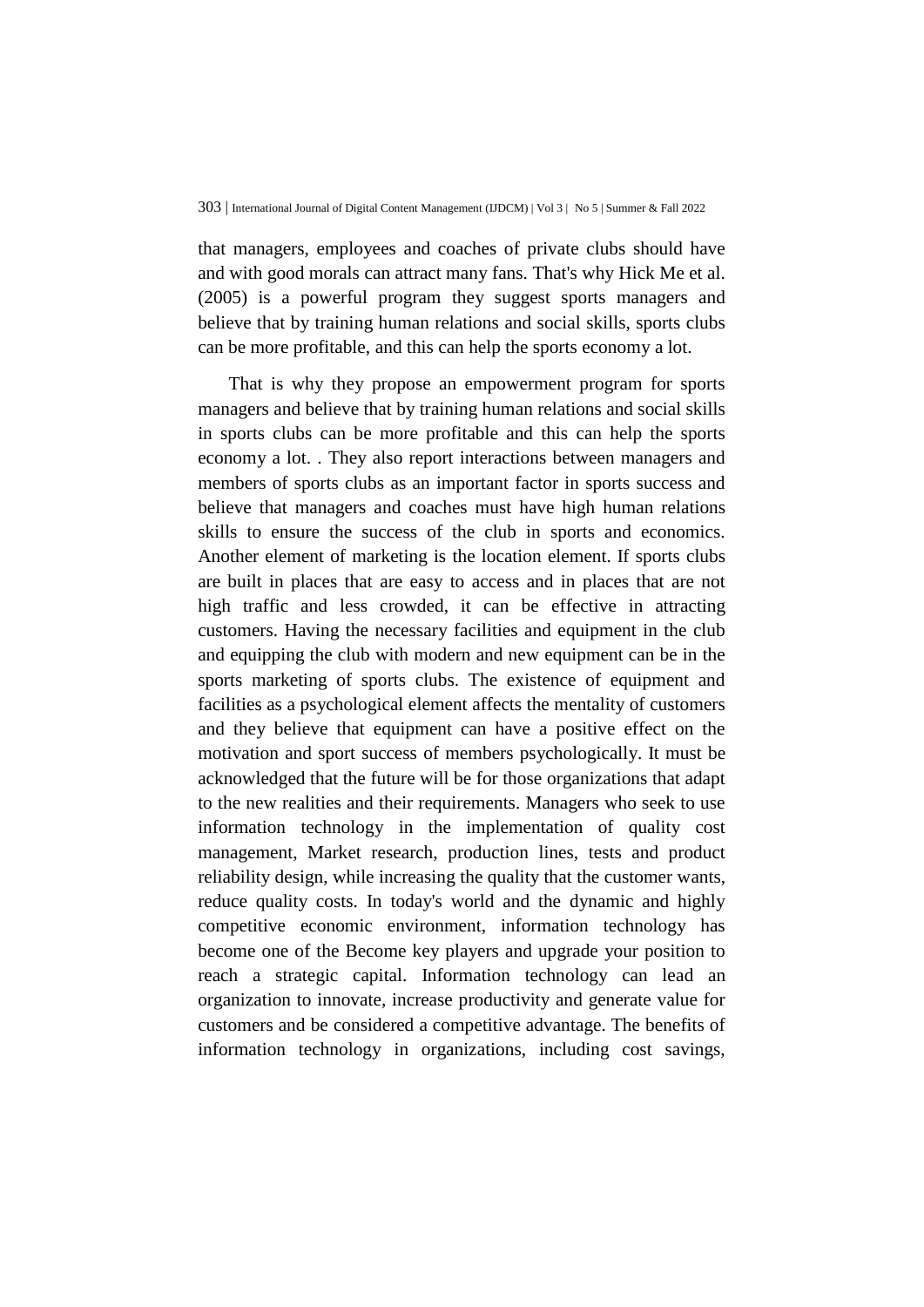that managers, employees and coaches of private clubs should have and with good morals can attract many fans. That's why Hick Me et al. (2005) is a powerful program they suggest sports managers and believe that by training human relations and social skills, sports clubs can be more profitable, and this can help the sports economy a lot.

That is why they propose an empowerment program for sports managers and believe that by training human relations and social skills in sports clubs can be more profitable and this can help the sports economy a lot. . They also report interactions between managers and members of sports clubs as an important factor in sports success and believe that managers and coaches must have high human relations skills to ensure the success of the club in sports and economics. Another element of marketing is the location element. If sports clubs are built in places that are easy to access and in places that are not high traffic and less crowded, it can be effective in attracting customers. Having the necessary facilities and equipment in the club and equipping the club with modern and new equipment can be in the sports marketing of sports clubs. The existence of equipment and facilities as a psychological element affects the mentality of customers and they believe that equipment can have a positive effect on the motivation and sport success of members psychologically. It must be acknowledged that the future will be for those organizations that adapt to the new realities and their requirements. Managers who seek to use information technology in the implementation of quality cost management, Market research, production lines, tests and product reliability design, while increasing the quality that the customer wants, reduce quality costs. In today's world and the dynamic and highly competitive economic environment, information technology has become one of the Become key players and upgrade your position to reach a strategic capital. Information technology can lead an organization to innovate, increase productivity and generate value for customers and be considered a competitive advantage. The benefits of information technology in organizations, including cost savings,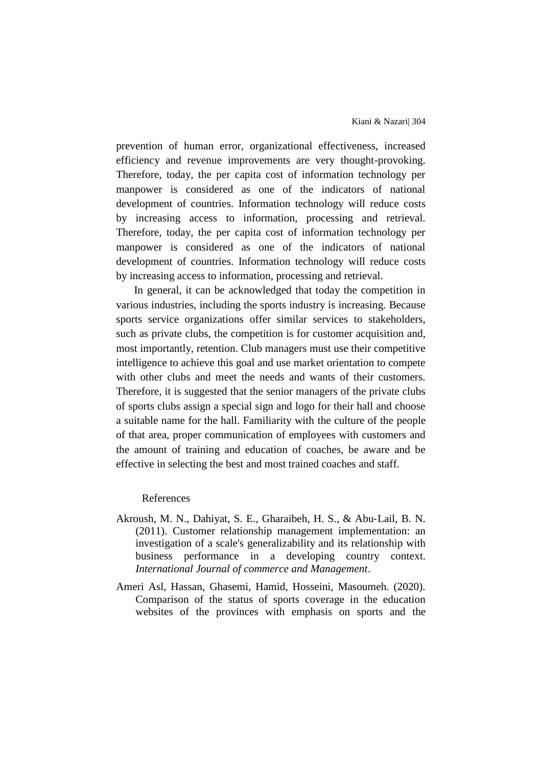prevention of human error, organizational effectiveness, increased efficiency and revenue improvements are very thought-provoking. Therefore, today, the per capita cost of information technology per manpower is considered as one of the indicators of national development of countries. Information technology will reduce costs by increasing access to information, processing and retrieval. Therefore, today, the per capita cost of information technology per manpower is considered as one of the indicators of national development of countries. Information technology will reduce costs by increasing access to information, processing and retrieval.

In general, it can be acknowledged that today the competition in various industries, including the sports industry is increasing. Because sports service organizations offer similar services to stakeholders, such as private clubs, the competition is for customer acquisition and, most importantly, retention. Club managers must use their competitive intelligence to achieve this goal and use market orientation to compete with other clubs and meet the needs and wants of their customers. Therefore, it is suggested that the senior managers of the private clubs of sports clubs assign a special sign and logo for their hall and choose a suitable name for the hall. Familiarity with the culture of the people of that area, proper communication of employees with customers and the amount of training and education of coaches, be aware and be effective in selecting the best and most trained coaches and staff.

## References

Akroush, M. N., Dahiyat, S. E., Gharaibeh, H. S., & Abu-Lail, B. N. (2011). Customer relationship management implementation: an investigation of a scale's generalizability and its relationship with business performance in a developing country context. *International Journal of commerce and Management*.

Ameri Asl, Hassan, Ghasemi, Hamid, Hosseini, Masoumeh. (2020). Comparison of the status of sports coverage in the education websites of the provinces with emphasis on sports and the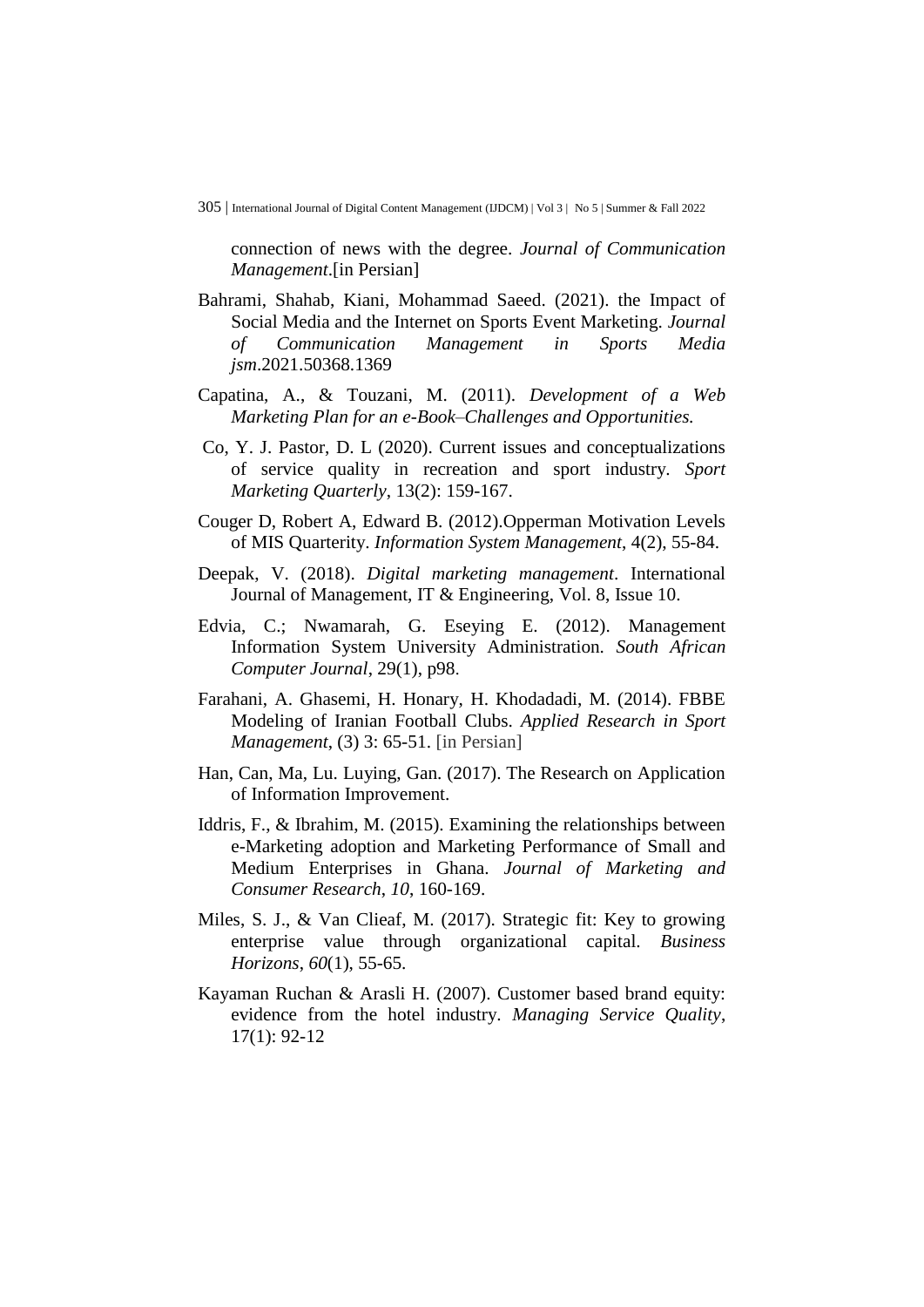connection of news with the degree. *Journal of Communication Management*.[in Persian]

Bahrami, Shahab, Kiani, Mohammad Saeed. (2021). the Impact of Social Media and the Internet on Sports Event Marketing. *Journal of Communication Management in Sports Media jsm*.2021.50368.1369

Capatina, A., & Touzani, M. (2011). *Development of a Web Marketing Plan for an e-Book–Challenges and Opportunities.*

Co, Y. J. Pastor, D. L (2020). Current issues and conceptualizations of service quality in recreation and sport industry. *Sport Marketing Quarterly*, 13(2): 159-167.

Couger D, Robert A, Edward B. (2012).Opperman Motivation Levels of MIS Quarterity. *Information System Management*, 4(2), 55-84.

Deepak, V. (2018). *Digital marketing management*. International Journal of Management, IT & Engineering, Vol. 8, Issue 10.

Edvia, C.; Nwamarah, G. Eseying E. (2012). Management Information System University Administration. *South African Computer Journal*, 29(1), p98.

Farahani, A. Ghasemi, H. Honary, H. Khodadadi, M. (2014). FBBE Modeling of Iranian Football Clubs. *Applied Research in Sport Management*, (3) 3: 65-51. [in Persian]

Han, Can, Ma, Lu. Luying, Gan. (2017). The Research on Application of Information Improvement.

Iddris, F., & Ibrahim, M. (2015). Examining the relationships between e-Marketing adoption and Marketing Performance of Small and Medium Enterprises in Ghana. *Journal of Marketing and Consumer Research*, *10*, 160-169.

Miles, S. J., & Van Clieaf, M. (2017). Strategic fit: Key to growing enterprise value through organizational capital. *Business Horizons*, *60*(1), 55-65.

Kayaman Ruchan & Arasli H. (2007). Customer based brand equity: evidence from the hotel industry. *Managing Service Quality*, 17(1): 92-12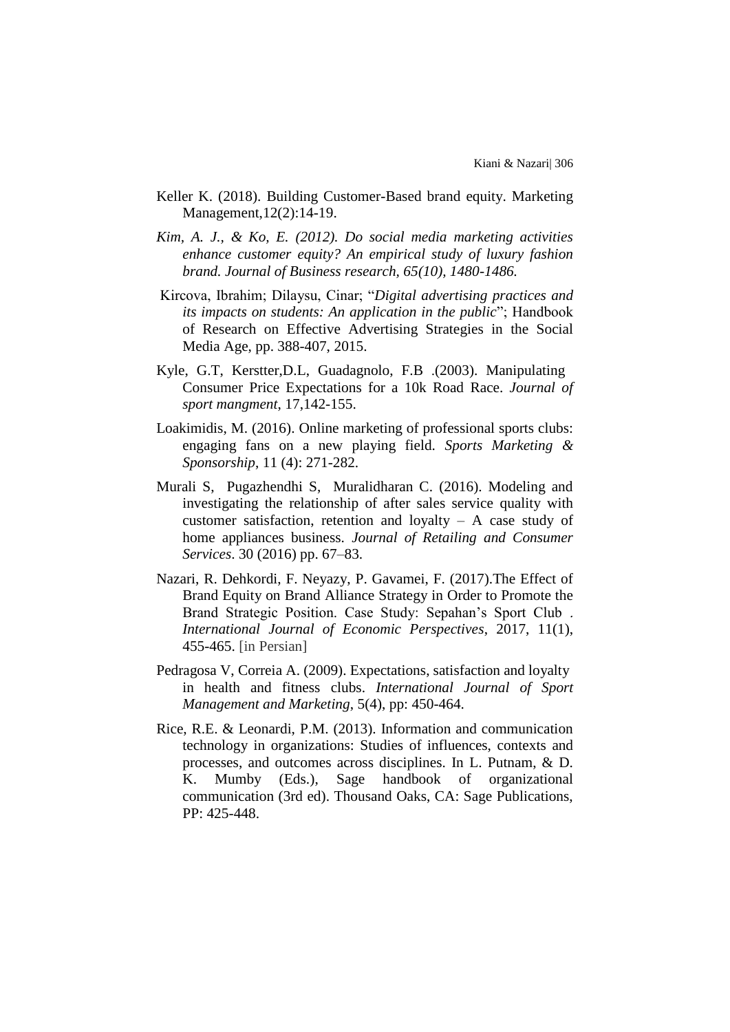Keller K. (2018). Building Customer-Based brand equity. Marketing Management,12(2):14-19.

*Kim, A. J., & Ko, E. (2012). Do social media marketing activities enhance customer equity? An empirical study of luxury fashion brand. Journal of Business research, 65(10), 1480-1486.*

Kircova, Ibrahim; Dilaysu, Cinar; "*Digital advertising practices and its impacts on students: An application in the public*"; Handbook of Research on Effective Advertising Strategies in the Social Media Age, pp. 388-407, 2015.

Kyle, G.T, Kerstter,D.L, Guadagnolo, F.B .(2003). Manipulating Consumer Price Expectations for a 10k Road Race. *Journal of sport mangment*, 17,142-155.

Loakimidis, M. (2016). Online marketing of professional sports clubs: engaging fans on a new playing field. *Sports Marketing & Sponsorship*, 11 (4): 271-282.

Murali S, Pugazhendhi S, Muralidharan C. (2016). Modeling and investigating the relationship of after sales service quality with customer satisfaction, retention and loyalty – A case study of home appliances business. *Journal of Retailing and Consumer Services*. 30 (2016) pp. 67–83.

Nazari, R. Dehkordi, F. Neyazy, P. Gavamei, F. (2017).The Effect of Brand Equity on Brand Alliance Strategy in Order to Promote the Brand Strategic Position. Case Study: Sepahan's Sport Club . *International Journal of Economic Perspectives*, 2017, 11(1), 455-465. [in Persian]

Pedragosa V, Correia A. (2009). Expectations, satisfaction and loyalty in health and fitness clubs. *International Journal of Sport Management and Marketing*, 5(4), pp: 450-464.

Rice, R.E. & Leonardi, P.M. (2013). Information and communication technology in organizations: Studies of influences, contexts and processes, and outcomes across disciplines. In L. Putnam, & D. K. Mumby (Eds.), Sage handbook of organizational communication (3rd ed). Thousand Oaks, CA: Sage Publications, PP: 425-448.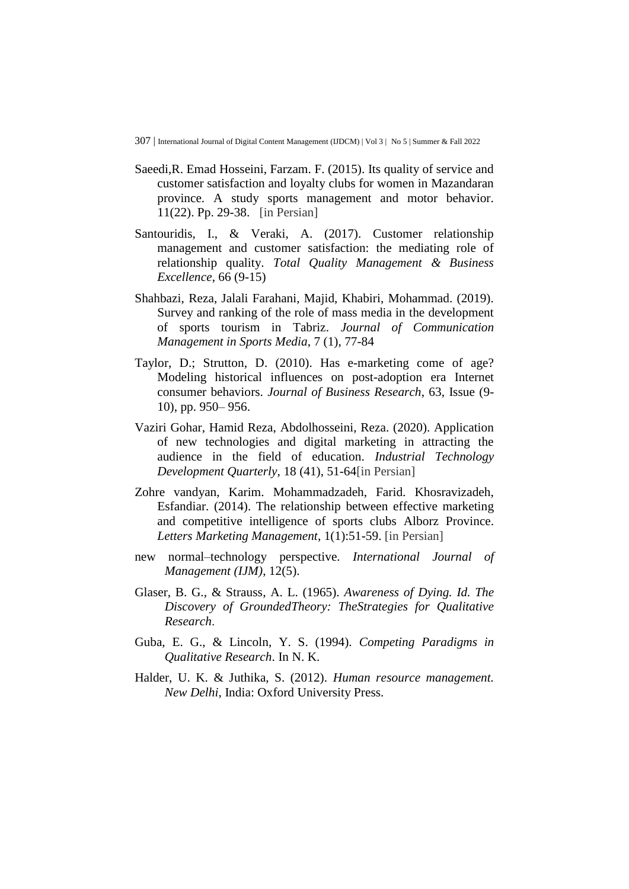Saeedi,R. Emad Hosseini, Farzam. F. (2015). Its quality of service and customer satisfaction and loyalty clubs for women in Mazandaran province. A study sports management and motor behavior. 11(22). Pp. 29-38. [in Persian]

Santouridis, I., & Veraki, A. (2017). Customer relationship management and customer satisfaction: the mediating role of relationship quality. *Total Quality Management & Business Excellence*, 66 (9-15)

Shahbazi, Reza, Jalali Farahani, Majid, Khabiri, Mohammad. (2019). Survey and ranking of the role of mass media in the development of sports tourism in Tabriz. *Journal of Communication Management in Sports Media*, 7 (1), 77-84

Taylor, D.; Strutton, D. (2010). Has e-marketing come of age? Modeling historical influences on post-adoption era Internet consumer behaviors. *Journal of Business Research*, 63, Issue (9-10), pp. 950– 956.

Vaziri Gohar, Hamid Reza, Abdolhosseini, Reza. (2020). Application of new technologies and digital marketing in attracting the audience in the field of education. *Industrial Technology Development Quarterly*, 18 (41), 51-64[in Persian]

Zohre vandyan, Karim. Mohammadzadeh, Farid. Khosravizadeh, Esfandiar. (2014). The relationship between effective marketing and competitive intelligence of sports clubs Alborz Province. *Letters Marketing Management*, 1(1):51-59. [in Persian]

new normal–technology perspective. *International Journal of Management (IJM)*, 12(5).

Glaser, B. G., & Strauss, A. L. (1965). *Awareness of Dying. Id. The Discovery of GroundedTheory: TheStrategies for Qualitative Research*.

Guba, E. G., & Lincoln, Y. S. (1994). *Competing Paradigms in Qualitative Research*. In N. K.

Halder, U. K. & Juthika, S. (2012). *Human resource management. New Delhi*, India: Oxford University Press.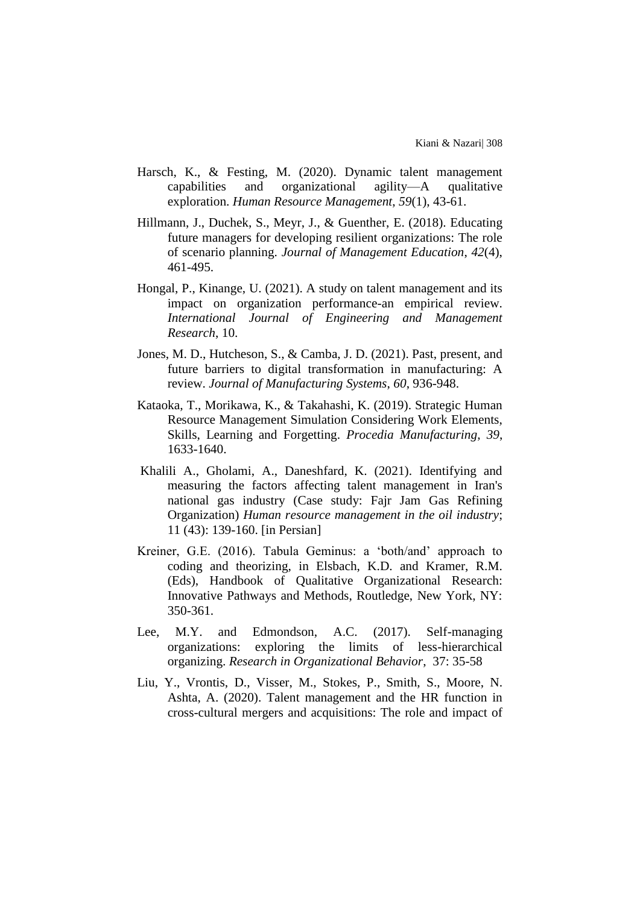Harsch, K., & Festing, M. (2020). Dynamic talent management capabilities and organizational agility—A qualitative exploration. *Human Resource Management*, *59*(1), 43-61.

Hillmann, J., Duchek, S., Meyr, J., & Guenther, E. (2018). Educating future managers for developing resilient organizations: The role of scenario planning. *Journal of Management Education*, *42*(4), 461-495.

Hongal, P., Kinange, U. (2021). A study on talent management and its impact on organization performance-an empirical review. *International Journal of Engineering and Management Research*, 10.

Jones, M. D., Hutcheson, S., & Camba, J. D. (2021). Past, present, and future barriers to digital transformation in manufacturing: A review. *Journal of Manufacturing Systems*, *60*, 936-948.

Kataoka, T., Morikawa, K., & Takahashi, K. (2019). Strategic Human Resource Management Simulation Considering Work Elements, Skills, Learning and Forgetting. *Procedia Manufacturing*, *39*, 1633-1640.

Khalili A., Gholami, A., Daneshfard, K. (2021). Identifying and measuring the factors affecting talent management in Iran's national gas industry (Case study: Fajr Jam Gas Refining Organization) *Human resource management in the oil industry*; 11 (43): 139-160. [in Persian]

Kreiner, G.E. (2016). Tabula Geminus: a 'both/and' approach to coding and theorizing, in Elsbach, K.D. and Kramer, R.M. (Eds), Handbook of Qualitative Organizational Research: Innovative Pathways and Methods, Routledge, New York, NY: 350-361.

Lee, M.Y. and Edmondson, A.C. (2017). Self-managing organizations: exploring the limits of less-hierarchical organizing. *Research in Organizational Behavior*, 37: 35-58

Liu, Y., Vrontis, D., Visser, M., Stokes, P., Smith, S., Moore, N. Ashta, A. (2020). Talent management and the HR function in cross-cultural mergers and acquisitions: The role and impact of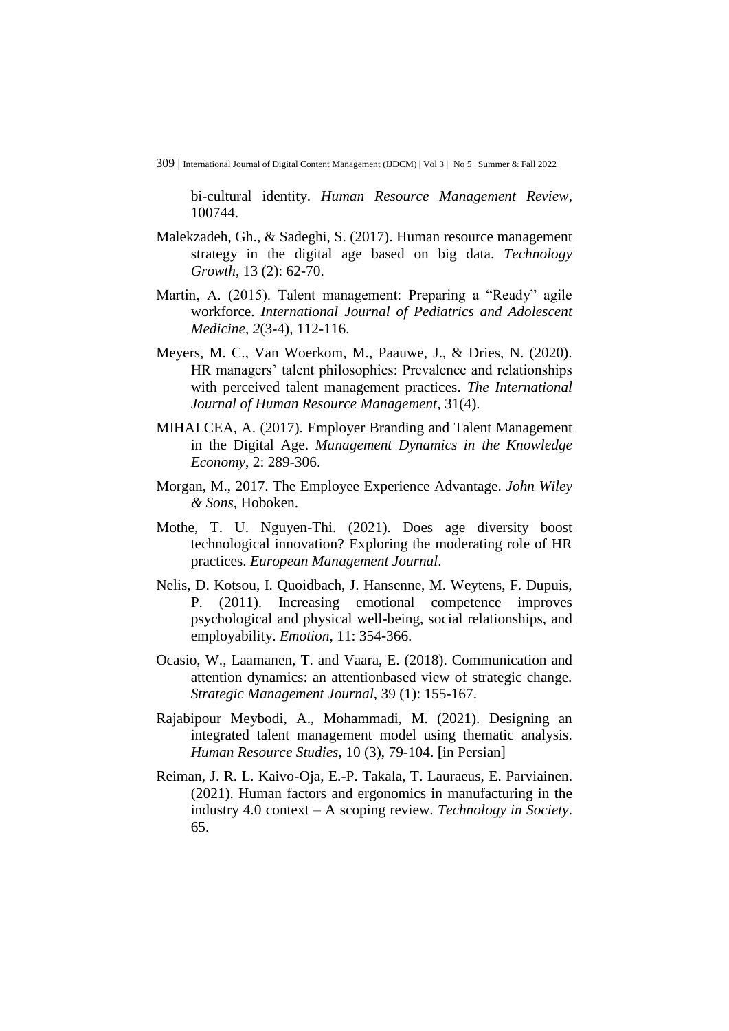bi-cultural identity. *Human Resource Management Review*, 100744.

Malekzadeh, Gh., & Sadeghi, S. (2017). Human resource management strategy in the digital age based on big data. *Technology Growth*, 13 (2): 62-70.

Martin, A. (2015). Talent management: Preparing a "Ready" agile workforce. *International Journal of Pediatrics and Adolescent Medicine*, *2*(3-4), 112-116.

Meyers, M. C., Van Woerkom, M., Paauwe, J., & Dries, N. (2020). HR managers' talent philosophies: Prevalence and relationships with perceived talent management practices. *The International Journal of Human Resource Management*, 31(4).

MIHALCEA, A. (2017). Employer Branding and Talent Management in the Digital Age. *Management Dynamics in the Knowledge Economy*, 2: 289-306.

Morgan, M., 2017. The Employee Experience Advantage. *John Wiley & Sons*, Hoboken.

Mothe, T. U. Nguyen-Thi. (2021). Does age diversity boost technological innovation? Exploring the moderating role of HR practices. *European Management Journal*.

Nelis, D. Kotsou, I. Quoidbach, J. Hansenne, M. Weytens, F. Dupuis, P. (2011). Increasing emotional competence improves psychological and physical well-being, social relationships, and employability. *Emotion*, 11: 354-366.

Ocasio, W., Laamanen, T. and Vaara, E. (2018). Communication and attention dynamics: an attentionbased view of strategic change. *Strategic Management Journal*, 39 (1): 155-167.

Rajabipour Meybodi, A., Mohammadi, M. (2021). Designing an integrated talent management model using thematic analysis. *Human Resource Studies*, 10 (3), 79-104. [in Persian]

Reiman, J. R. L. Kaivo-Oja, E.-P. Takala, T. Lauraeus, E. Parviainen. (2021). Human factors and ergonomics in manufacturing in the industry 4.0 context – A scoping review. *Technology in Society*. 65.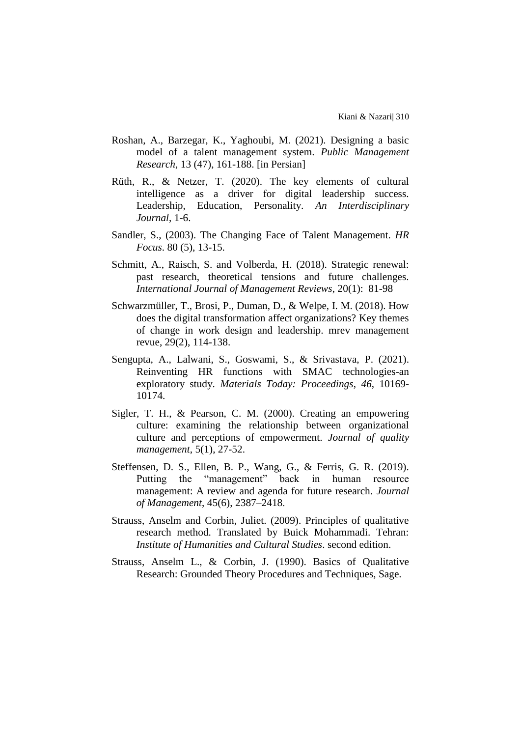Roshan, A., Barzegar, K., Yaghoubi, M. (2021). Designing a basic model of a talent management system. *Public Management Research*, 13 (47), 161-188. [in Persian]

Rüth, R., & Netzer, T. (2020). The key elements of cultural intelligence as a driver for digital leadership success. Leadership, Education, Personality. *An Interdisciplinary Journal*, 1-6.

Sandler, S., (2003). The Changing Face of Talent Management. *HR Focus*. 80 (5), 13-15.

Schmitt, A., Raisch, S. and Volberda, H. (2018). Strategic renewal: past research, theoretical tensions and future challenges. *International Journal of Management Reviews*, 20(1): 81-98

Schwarzmüller, T., Brosi, P., Duman, D., & Welpe, I. M. (2018). How does the digital transformation affect organizations? Key themes of change in work design and leadership. mrev management revue, 29(2), 114-138.

Sengupta, A., Lalwani, S., Goswami, S., & Srivastava, P. (2021). Reinventing HR functions with SMAC technologies-an exploratory study. *Materials Today: Proceedings*, *46*, 10169-10174.

Sigler, T. H., & Pearson, C. M. (2000). Creating an empowering culture: examining the relationship between organizational culture and perceptions of empowerment. *Journal of quality management*, 5(1), 27-52.

Steffensen, D. S., Ellen, B. P., Wang, G., & Ferris, G. R. (2019). Putting the "management" back in human resource management: A review and agenda for future research. *Journal of Management*, 45(6), 2387–2418.

Strauss, Anselm and Corbin, Juliet. (2009). Principles of qualitative research method. Translated by Buick Mohammadi. Tehran: *Institute of Humanities and Cultural Studies*. second edition.

Strauss, Anselm L., & Corbin, J. (1990). Basics of Qualitative Research: Grounded Theory Procedures and Techniques, Sage.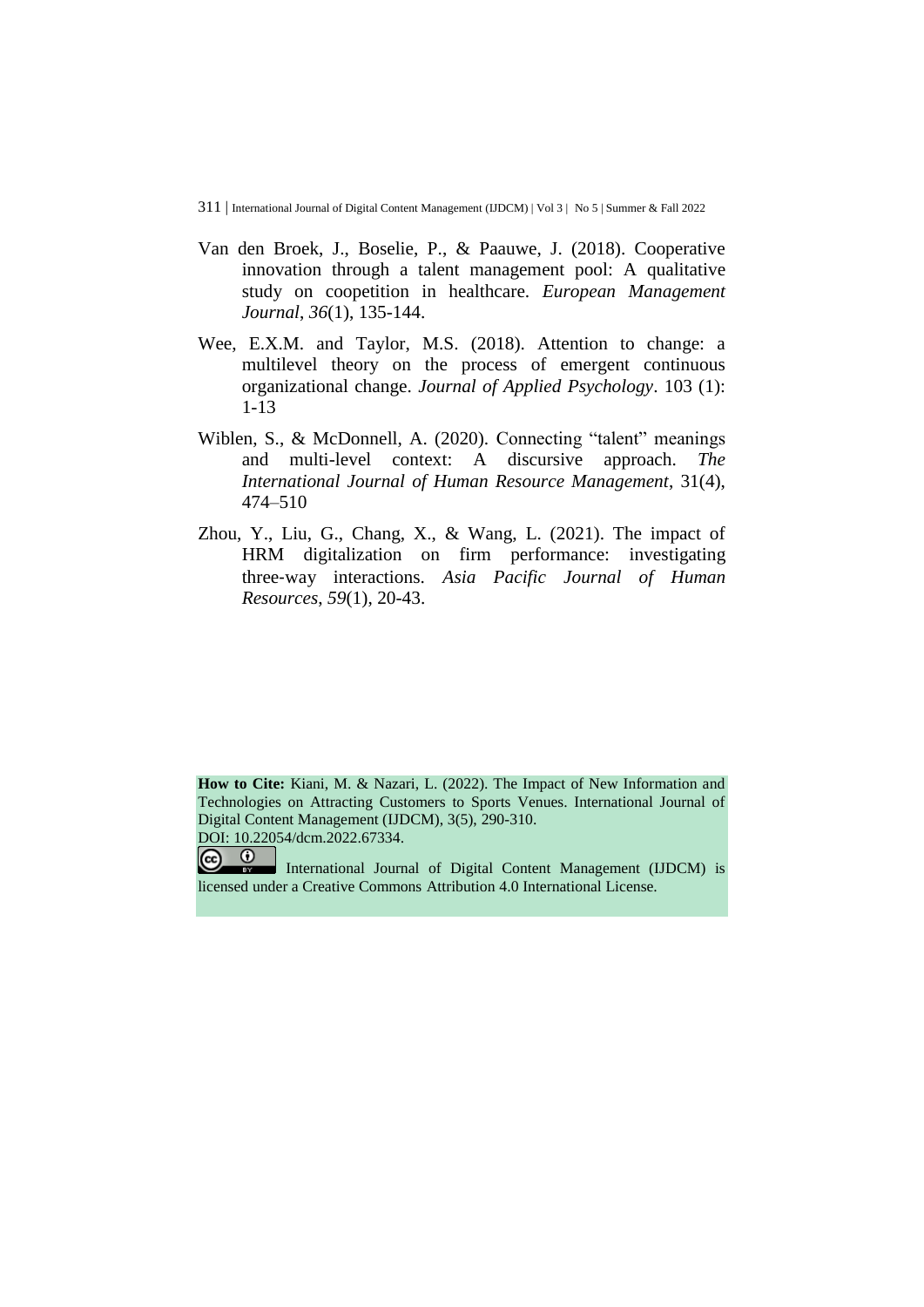Van den Broek, J., Boselie, P., & Paauwe, J. (2018). Cooperative innovation through a talent management pool: A qualitative study on coopetition in healthcare. *European Management Journal*, *36*(1), 135-144.

Wee, E.X.M. and Taylor, M.S. (2018). Attention to change: a multilevel theory on the process of emergent continuous organizational change. *Journal of Applied Psychology*. 103 (1): 1-13

Wiblen, S., & McDonnell, A. (2020). Connecting "talent" meanings and multi-level context: A discursive approach. *The International Journal of Human Resource Management*, 31(4), 474–510

Zhou, Y., Liu, G., Chang, X., & Wang, L. (2021). The impact of HRM digitalization on firm performance: investigating three-way interactions. *Asia Pacific Journal of Human Resources*, *59*(1), 20-43.

**How to Cite:** Kiani, M. & Nazari, L. (2022). The Impact of New Information and Technologies on Attracting Customers to Sports Venues. International Journal of Digital Content Management (IJDCM), 3(5), 290-310.
DOI: 10.22054/dcm.2022.67334.

International Journal of Digital Content Management (IJDCM) is licensed under a Creative Commons Attribution 4.0 International License.